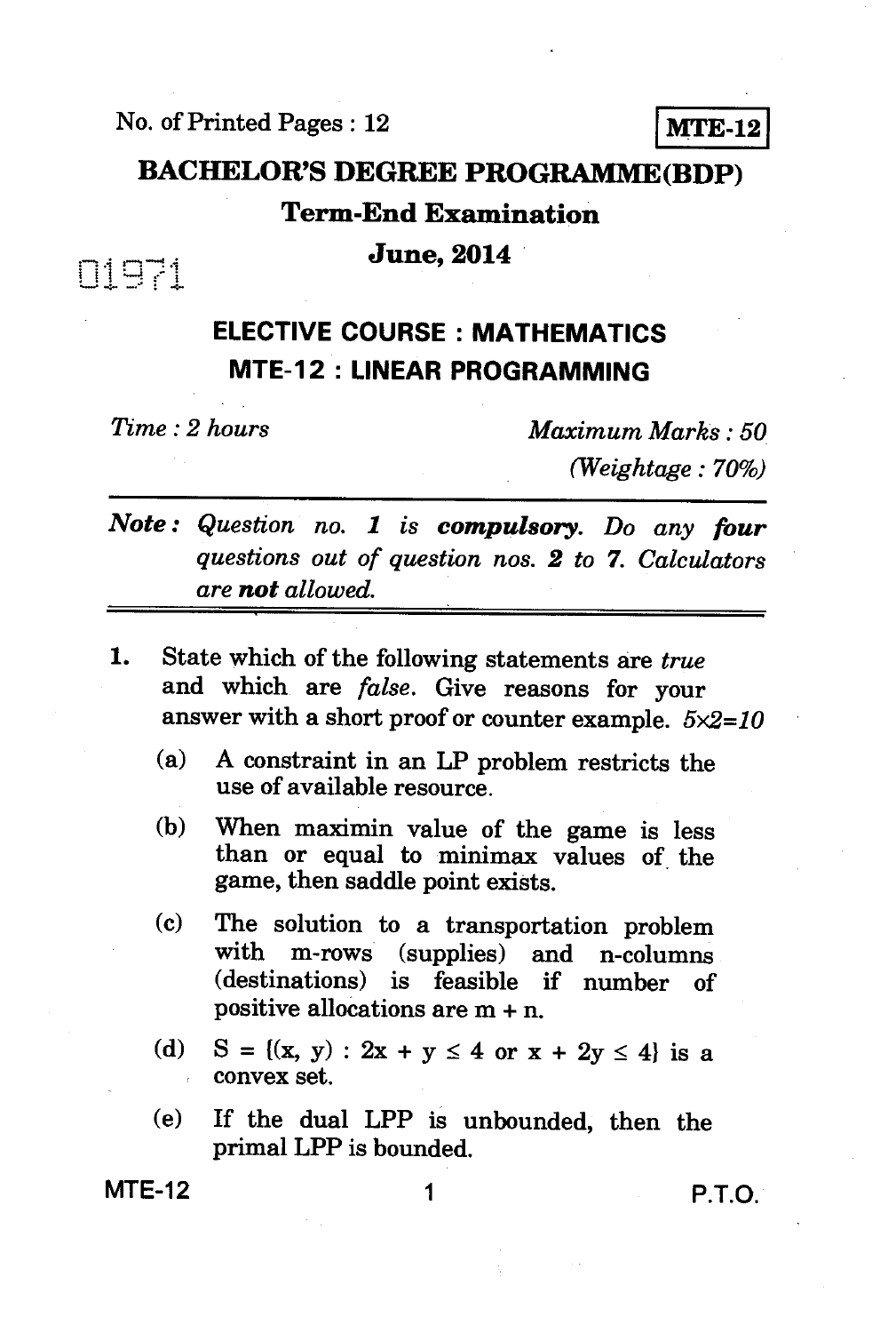No. of Printed Pages : 12

**MTE-12**

# BACHELOR'S DEGREE PROGRAMME(BDP)

## Term-End Examination

## June, 2014

01971

## ELECTIVE COURSE : MATHEMATICS

## MTE-12 : LINEAR PROGRAMMING

*Time : 2 hours* *Maximum Marks : 50*

*(Weightage : 70%)*

***Note :*** *Question no. 1 is **compulsory**. Do any **four** questions out of question nos. 2 to 7. Calculators are **not** allowed.*

1. State which of the following statements are *true* and which are *false*. Give reasons for your answer with a short proof or counter example. $5\times2=10$

   (a) A constraint in an LP problem restricts the use of available resource.

   (b) When maximin value of the game is less than or equal to minimax values of the game, then saddle point exists.

   (c) The solution to a transportation problem with m-rows (supplies) and n-columns (destinations) is feasible if number of positive allocations are $m + n$.

   (d) $S = \{(x, y) : 2x + y \leq 4 \text{ or } x + 2y \leq 4\}$ is a convex set.

   (e) If the dual LPP is unbounded, then the primal LPP is bounded.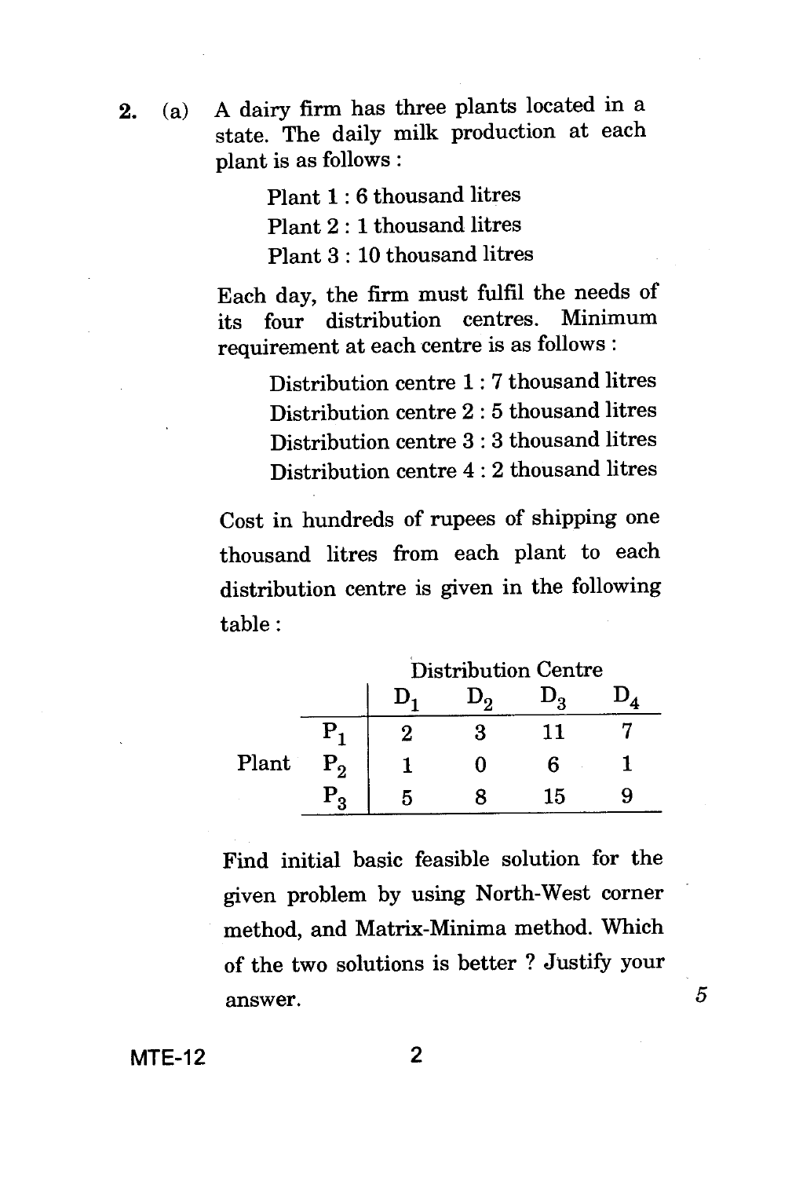2. (a) A dairy firm has three plants located in a state. The daily milk production at each plant is as follows :

Plant 1 : 6 thousand litres

Plant 2 : 1 thousand litres

Plant 3 : 10 thousand litres

Each day, the firm must fulfil the needs of its four distribution centres. Minimum requirement at each centre is as follows :

Distribution centre 1 : 7 thousand litres

Distribution centre 2 : 5 thousand litres

Distribution centre 3 : 3 thousand litres

Distribution centre 4 : 2 thousand litres

Cost in hundreds of rupees of shipping one thousand litres from each plant to each distribution centre is given in the following table :

| | | Distribution Centre | | | |
|---|---|---|---|---|---|
| | | $D_1$ | $D_2$ | $D_3$ | $D_4$ |
| | $P_1$ | 2 | 3 | 11 | 7 |
| Plant | $P_2$ | 1 | 0 | 6 | 1 |
| | $P_3$ | 5 | 8 | 15 | 9 |

Find initial basic feasible solution for the given problem by using North-West corner method, and Matrix-Minima method. Which of the two solutions is better ? Justify your answer. 5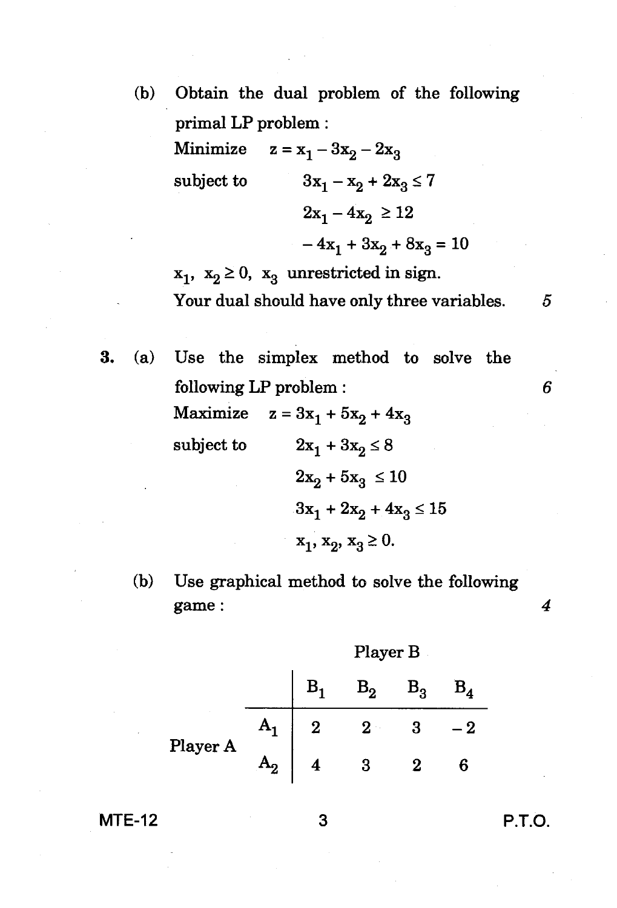(b) Obtain the dual problem of the following primal LP problem :

Minimize $z = x_1 - 3x_2 - 2x_3$

subject to

$$3x_1 - x_2 + 2x_3 \leq 7$$

$$2x_1 - 4x_2 \geq 12$$

$$-4x_1 + 3x_2 + 8x_3 = 10$$

$x_1, x_2 \geq 0$, $x_3$ unrestricted in sign.

Your dual should have only three variables. 5

3. (a) Use the simplex method to solve the following LP problem : 6

Maximize $z = 3x_1 + 5x_2 + 4x_3$

subject to

$$2x_1 + 3x_2 \leq 8$$

$$2x_2 + 5x_3 \leq 10$$

$$3x_1 + 2x_2 + 4x_3 \leq 15$$

$$x_1, x_2, x_3 \geq 0.$$

(b) Use graphical method to solve the following game : 4

| | | Player B | | | |
|---|---|---|---|---|---|
| | | $B_1$ | $B_2$ | $B_3$ | $B_4$ |
| Player A | $A_1$ | 2 | 2 | 3 | $-2$ |
| | $A_2$ | 4 | 3 | 2 | 6 |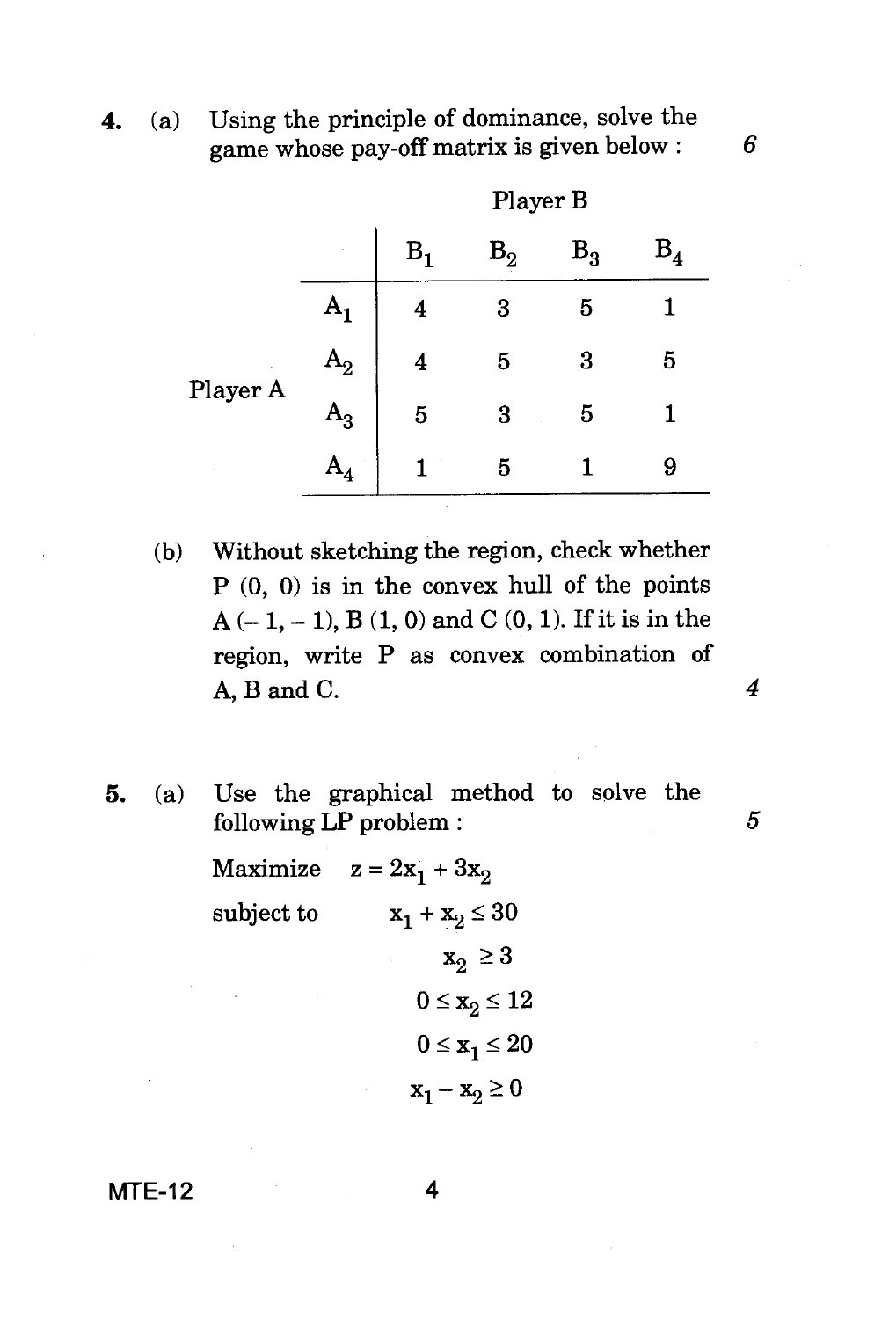4. (a) Using the principle of dominance, solve the game whose pay-off matrix is given below : 6

|  |  | Player B |  |  |  |
|---|---|---|---|---|---|
|  |  | $B_1$ | $B_2$ | $B_3$ | $B_4$ |
| Player A | $A_1$ | 4 | 3 | 5 | 1 |
|  | $A_2$ | 4 | 5 | 3 | 5 |
|  | $A_3$ | 5 | 3 | 5 | 1 |
|  | $A_4$ | 1 | 5 | 1 | 9 |

(b) Without sketching the region, check whether P (0, 0) is in the convex hull of the points A (– 1, – 1), B (1, 0) and C (0, 1). If it is in the region, write P as convex combination of A, B and C. 4

5. (a) Use the graphical method to solve the following LP problem : 5

Maximize $z = 2x_1 + 3x_2$

subject to

$$x_1 + x_2 \leq 30$$

$$x_2 \geq 3$$

$$0 \leq x_2 \leq 12$$

$$0 \leq x_1 \leq 20$$

$$x_1 - x_2 \geq 0$$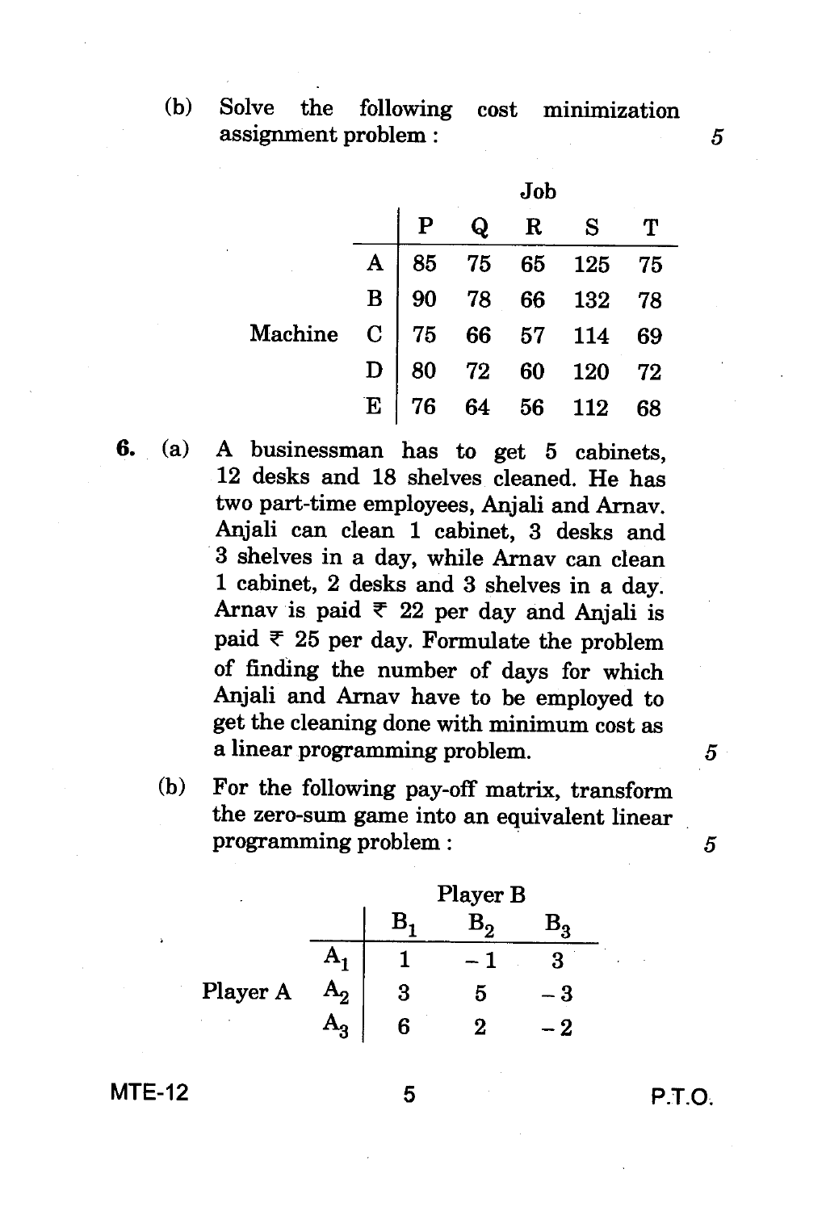(b) Solve the following cost minimization assignment problem : 5

| | | Job | | | | |
|---|---|---|---|---|---|---|
| | | P | Q | R | S | T |
| Machine | A | 85 | 75 | 65 | 125 | 75 |
| | B | 90 | 78 | 66 | 132 | 78 |
| | C | 75 | 66 | 57 | 114 | 69 |
| | D | 80 | 72 | 60 | 120 | 72 |
| | E | 76 | 64 | 56 | 112 | 68 |

**6.** (a) A businessman has to get 5 cabinets, 12 desks and 18 shelves cleaned. He has two part-time employees, Anjali and Arnav. Anjali can clean 1 cabinet, 3 desks and 3 shelves in a day, while Arnav can clean 1 cabinet, 2 desks and 3 shelves in a day. Arnav is paid ₹ 22 per day and Anjali is paid ₹ 25 per day. Formulate the problem of finding the number of days for which Anjali and Arnav have to be employed to get the cleaning done with minimum cost as a linear programming problem. 5

(b) For the following pay-off matrix, transform the zero-sum game into an equivalent linear programming problem : 5

| | | Player B | | |
|---|---|---|---|---|
| | | $B_1$ | $B_2$ | $B_3$ |
| Player A | $A_1$ | 1 | $-1$ | 3 |
| | $A_2$ | 3 | 5 | $-3$ |
| | $A_3$ | 6 | 2 | $-2$ |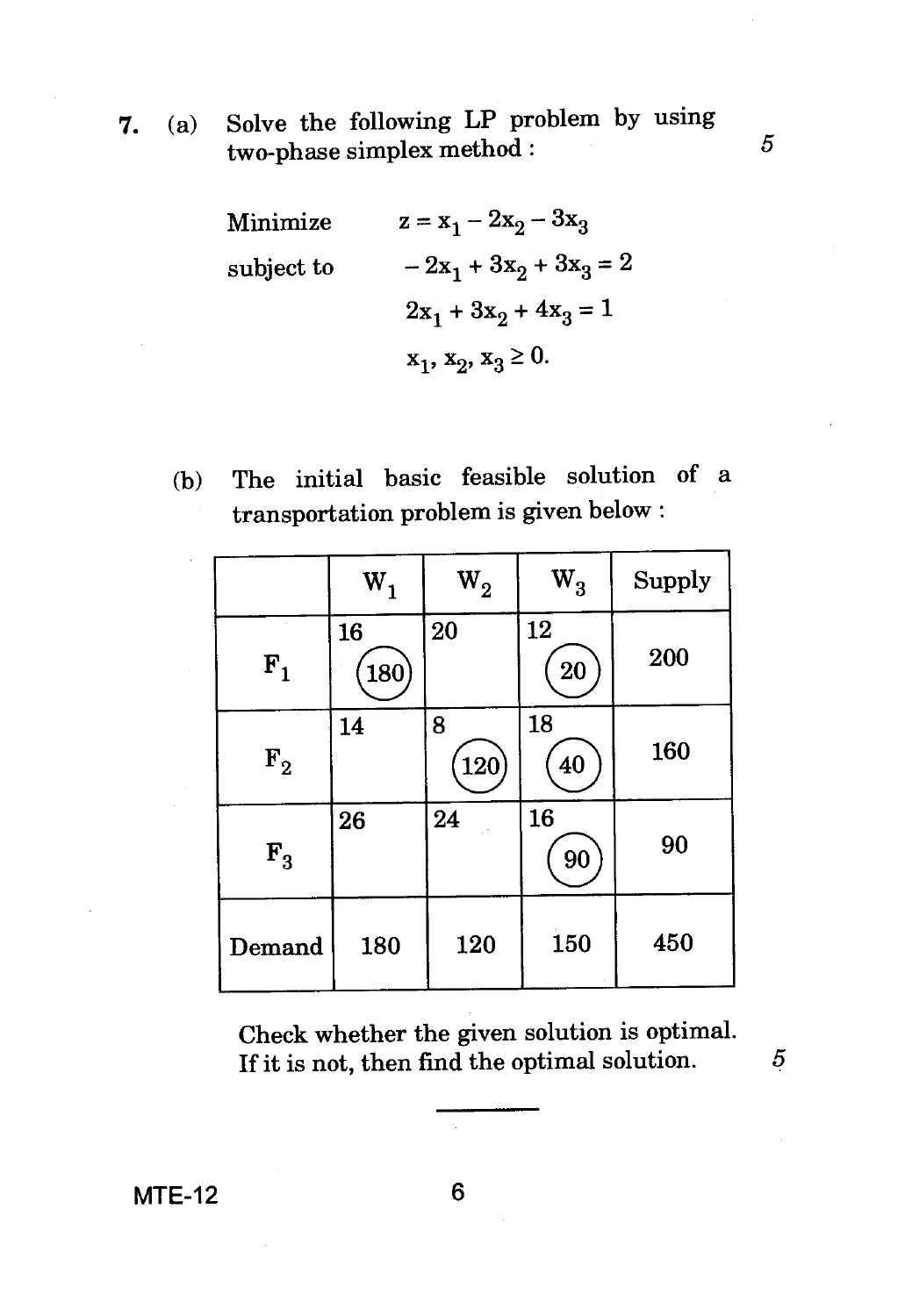7. (a) Solve the following LP problem by using two-phase simplex method : 5

Minimize $z = x_1 - 2x_2 - 3x_3$

subject to $-2x_1 + 3x_2 + 3x_3 = 2$

$2x_1 + 3x_2 + 4x_3 = 1$

$x_1, x_2, x_3 \geq 0.$

(b) The initial basic feasible solution of a transportation problem is given below :

| | $W_1$ | $W_2$ | $W_3$ | Supply |
|---|---|---|---|---|
| $F_1$ | 16 (180) | 20 | 12 (20) | 200 |
| $F_2$ | 14 | 8 (120) | 18 (40) | 160 |
| $F_3$ | 26 | 24 | 16 (90) | 90 |
| Demand | 180 | 120 | 150 | 450 |

Check whether the given solution is optimal. If it is not, then find the optimal solution. 5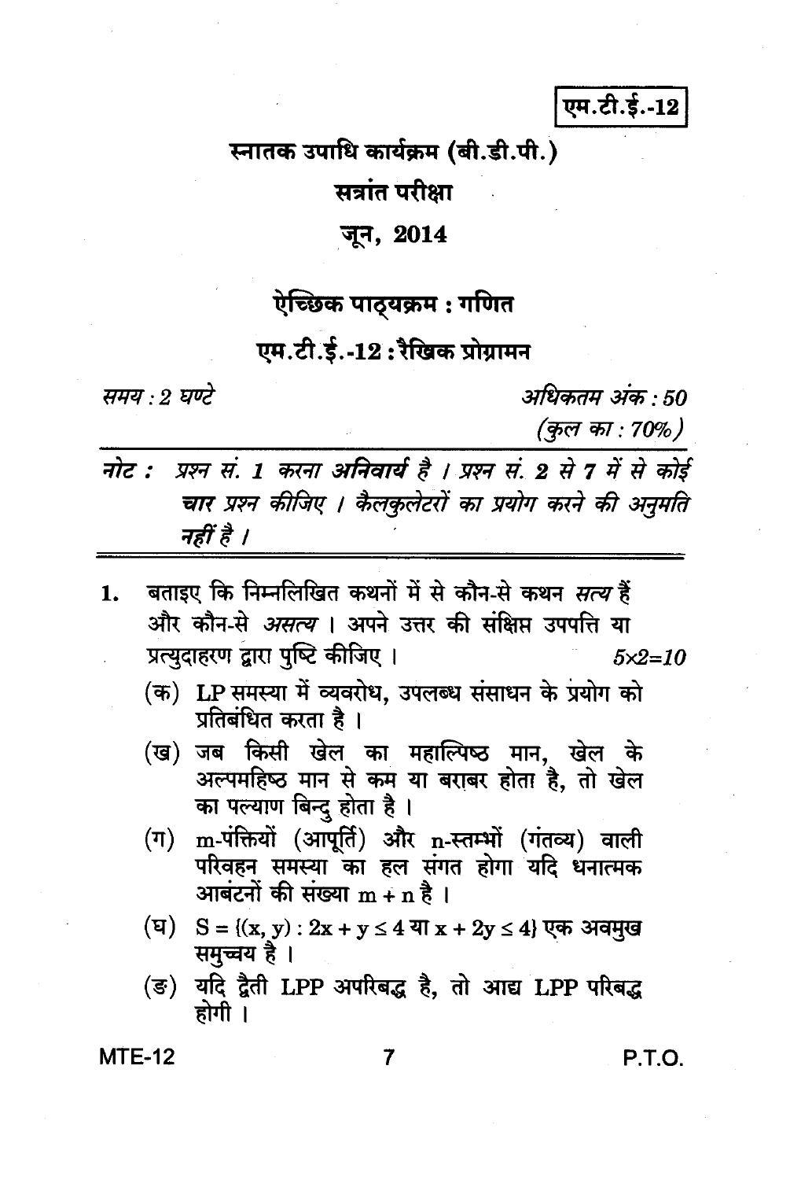एम.टी.ई.-12

# स्नातक उपाधि कार्यक्रम (बी.डी.पी.)

## सत्रांत परीक्षा

## जून, 2014

## ऐच्छिक पाठ्यक्रम : गणित

## एम.टी.ई.-12 : रैखिक प्रोग्रामन

*समय : 2 घण्टे* *अधिकतम अंक : 50*
*(कुल का : 70%)*

*नोट : प्रश्न सं. **1** करना **अनिवार्य** है । प्रश्न सं. **2** से **7** में से कोई **चार** प्रश्न कीजिए । कैलकुलेटरों का प्रयोग करने की अनुमति नहीं है ।*

1. बताइए कि निम्नलिखित कथनों में से कौन-से कथन *सत्य* हैं और कौन-से *असत्य* । अपने उत्तर की संक्षिप्त उपपत्ति या प्रत्युदाहरण द्वारा पुष्टि कीजिए । *5×2=10*

   (क) LP समस्या में व्यवरोध, उपलब्ध संसाधन के प्रयोग को प्रतिबंधित करता है ।

   (ख) जब किसी खेल का महाल्पिष्ठ मान, खेल के अल्पमहिष्ठ मान से कम या बराबर होता है, तो खेल का पल्याण बिन्दु होता है ।

   (ग) m-पंक्तियों (आपूर्ति) और n-स्तम्भों (गंतव्य) वाली परिवहन समस्या का हल संगत होगा यदि धनात्मक आबंटनों की संख्या $m + n$ है ।

   (घ) $S = \{(x, y) : 2x + y \leq 4 \text{ या } x + 2y \leq 4\}$ एक अवमुख समुच्चय है ।

   (ङ) यदि द्वैती LPP अपरिबद्ध है, तो आद्य LPP परिबद्ध होगी ।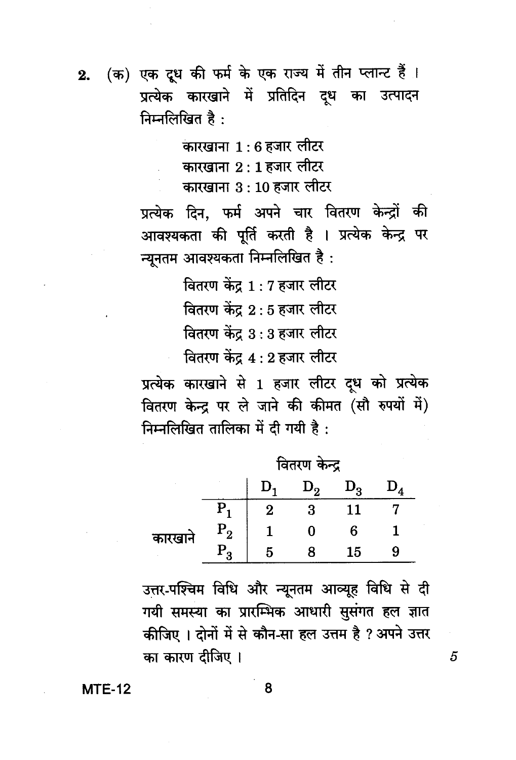2. (क) एक दूध की फर्म के एक राज्य में तीन प्लान्ट हैं । प्रत्येक कारखाने में प्रतिदिन दूध का उत्पादन निम्नलिखित है :

कारखाना 1 : 6 हजार लीटर
कारखाना 2 : 1 हजार लीटर
कारखाना 3 : 10 हजार लीटर

प्रत्येक दिन, फर्म अपने चार वितरण केन्द्रों की आवश्यकता की पूर्ति करती है । प्रत्येक केन्द्र पर न्यूनतम आवश्यकता निम्नलिखित है :

वितरण केंद्र 1 : 7 हजार लीटर
वितरण केंद्र 2 : 5 हजार लीटर
वितरण केंद्र 3 : 3 हजार लीटर
वितरण केंद्र 4 : 2 हजार लीटर

प्रत्येक कारखाने से 1 हजार लीटर दूध को प्रत्येक वितरण केन्द्र पर ले जाने की कीमत (सौ रुपयों में) निम्नलिखित तालिका में दी गयी है :

| | | वितरण केन्द्र | | | |
|---|---|---|---|---|---|
| | | $D_1$ | $D_2$ | $D_3$ | $D_4$ |
| कारखाने | $P_1$ | 2 | 3 | 11 | 7 |
| | $P_2$ | 1 | 0 | 6 | 1 |
| | $P_3$ | 5 | 8 | 15 | 9 |

उत्तर-पश्चिम विधि और न्यूनतम आव्यूह विधि से दी गयी समस्या का प्रारम्भिक आधारी सुसंगत हल ज्ञात कीजिए । दोनों में से कौन-सा हल उत्तम है ? अपने उत्तर का कारण दीजिए । 5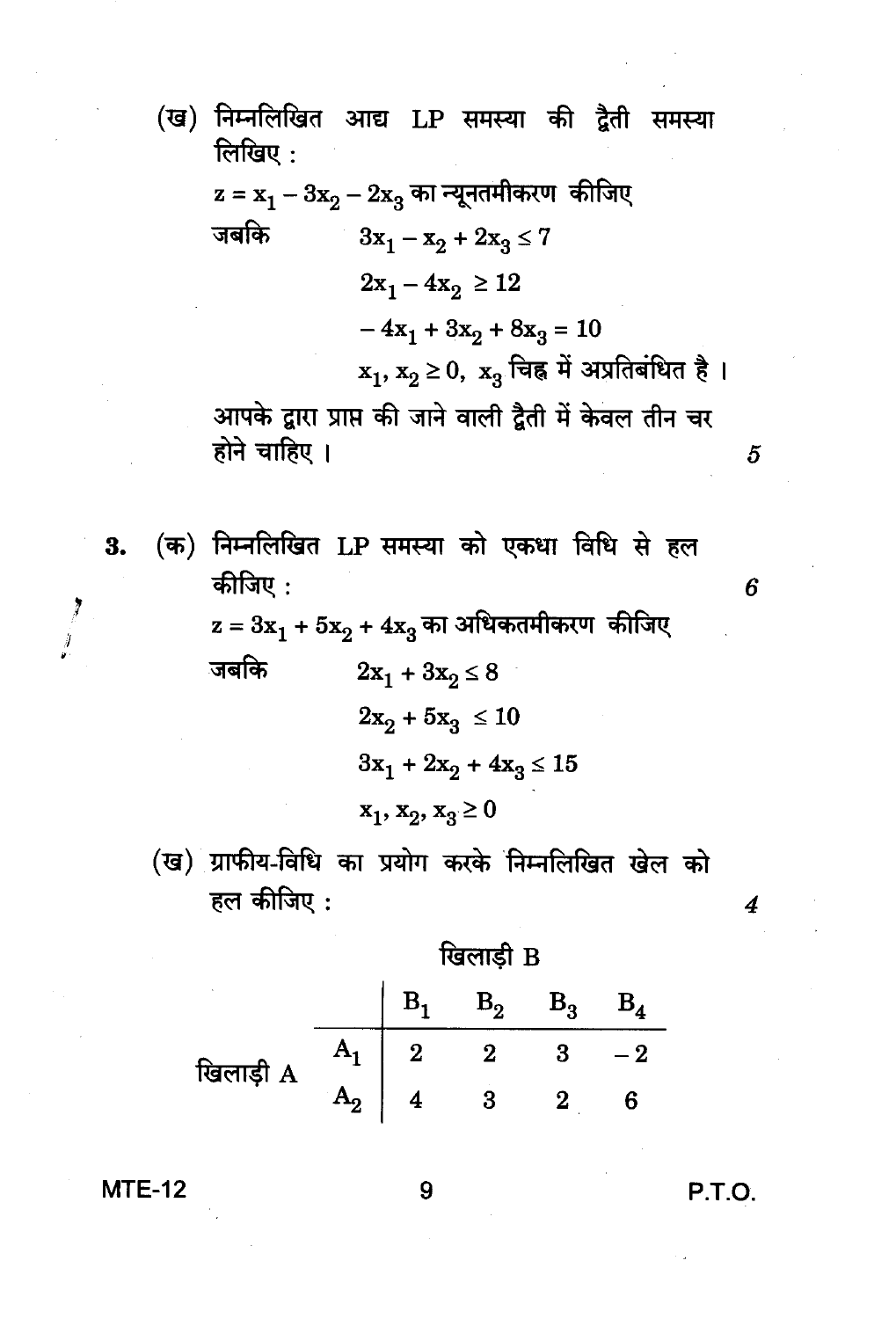(ख) निम्नलिखित आद्य LP समस्या की द्वैती समस्या लिखिए :

$z = x_1 - 3x_2 - 2x_3$ का न्यूनतमीकरण कीजिए

जबकि
$$3x_1 - x_2 + 2x_3 \leq 7$$
$$2x_1 - 4x_2 \geq 12$$
$$-4x_1 + 3x_2 + 8x_3 = 10$$
$x_1, x_2 \geq 0$, $x_3$ चिह्न में अप्रतिबंधित है ।

आपके द्वारा प्राप्त की जाने वाली द्वैती में केवल तीन चर होने चाहिए । 5

3. (क) निम्नलिखित LP समस्या को एकधा विधि से हल कीजिए : 6

$z = 3x_1 + 5x_2 + 4x_3$ का अधिकतमीकरण कीजिए

जबकि
$$2x_1 + 3x_2 \leq 8$$
$$2x_2 + 5x_3 \leq 10$$
$$3x_1 + 2x_2 + 4x_3 \leq 15$$
$$x_1, x_2, x_3 \geq 0$$

(ख) ग्राफीय-विधि का प्रयोग करके निम्नलिखित खेल को हल कीजिए : 4

| | | खिलाड़ी B | | | |
|---|---|---|---|---|---|
| | | $B_1$ | $B_2$ | $B_3$ | $B_4$ |
| खिलाड़ी A | $A_1$ | 2 | 2 | 3 | −2 |
| | $A_2$ | 4 | 3 | 2 | 6 |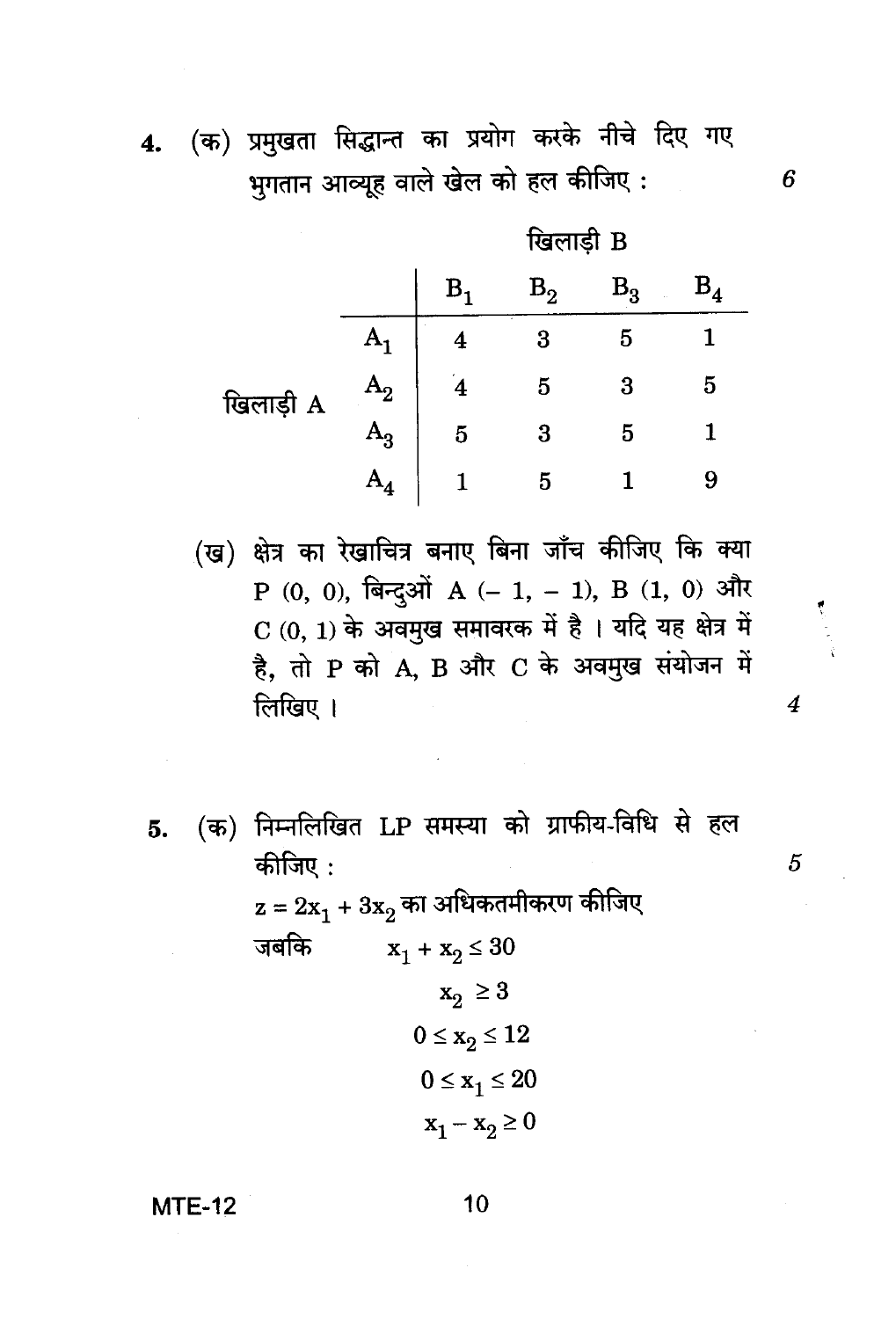4. (क) प्रमुखता सिद्धान्त का प्रयोग करके नीचे दिए गए भुगतान आव्यूह वाले खेल को हल कीजिए : 6

| | | खिलाड़ी B | | | |
|---|---|---|---|---|---|
| | | $B_1$ | $B_2$ | $B_3$ | $B_4$ |
| खिलाड़ी A | $A_1$ | 4 | 3 | 5 | 1 |
| | $A_2$ | 4 | 5 | 3 | 5 |
| | $A_3$ | 5 | 3 | 5 | 1 |
| | $A_4$ | 1 | 5 | 1 | 9 |

(ख) क्षेत्र का रेखाचित्र बनाए बिना जाँच कीजिए कि क्या P (0, 0), बिन्दुओं A (– 1, – 1), B (1, 0) और C (0, 1) के अवमुख समावरक में है । यदि यह क्षेत्र में है, तो P को A, B और C के अवमुख संयोजन में लिखिए । 4

5. (क) निम्नलिखित LP समस्या को ग्राफीय-विधि से हल कीजिए : 5

$z = 2x_1 + 3x_2$ का अधिकतमीकरण कीजिए

जबकि

$$x_1 + x_2 \leq 30$$

$$x_2 \geq 3$$

$$0 \leq x_2 \leq 12$$

$$0 \leq x_1 \leq 20$$

$$x_1 - x_2 \geq 0$$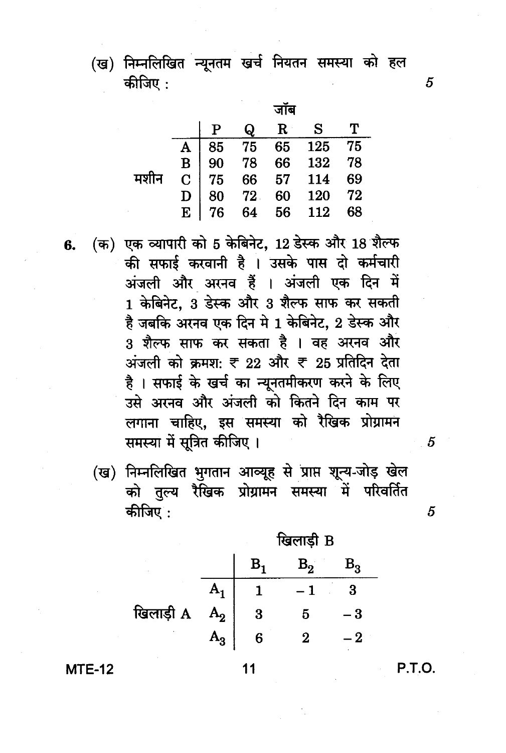(ख) निम्नलिखित न्यूनतम खर्च नियतन समस्या को हल कीजिए : 5

|  |  | जॉब |  |  |  |  |
|---|---|---|---|---|---|---|
|  |  | P | Q | R | S | T |
| मशीन | A | 85 | 75 | 65 | 125 | 75 |
|  | B | 90 | 78 | 66 | 132 | 78 |
|  | C | 75 | 66 | 57 | 114 | 69 |
|  | D | 80 | 72 | 60 | 120 | 72 |
|  | E | 76 | 64 | 56 | 112 | 68 |

6. (क) एक व्यापारी को 5 केबिनेट, 12 डेस्क और 18 शैल्फ की सफाई करवानी है । उसके पास दो कर्मचारी अंजली और अरनव हैं । अंजली एक दिन में 1 केबिनेट, 3 डेस्क और 3 शैल्फ साफ कर सकती है जबकि अरनव एक दिन मे 1 केबिनेट, 2 डेस्क और 3 शैल्फ साफ कर सकता है । वह अरनव और अंजली को क्रमश: ₹ 22 और ₹ 25 प्रतिदिन देता है । सफाई के खर्च का न्यूनतमीकरण करने के लिए उसे अरनव और अंजली को कितने दिन काम पर लगाना चाहिए, इस समस्या को रैखिक प्रोग्रामन समस्या में सूत्रित कीजिए । 5

(ख) निम्नलिखित भुगतान आव्यूह से प्राप्त शून्य-जोड़ खेल को तुल्य रैखिक प्रोग्रामन समस्या में परिवर्तित कीजिए : 5

|  |  | खिलाड़ी B |  |  |
|---|---|---|---|---|
|  |  | $B_1$ | $B_2$ | $B_3$ |
| खिलाड़ी A | $A_1$ | 1 | $-1$ | 3 |
|  | $A_2$ | 3 | 5 | $-3$ |
|  | $A_3$ | 6 | 2 | $-2$ |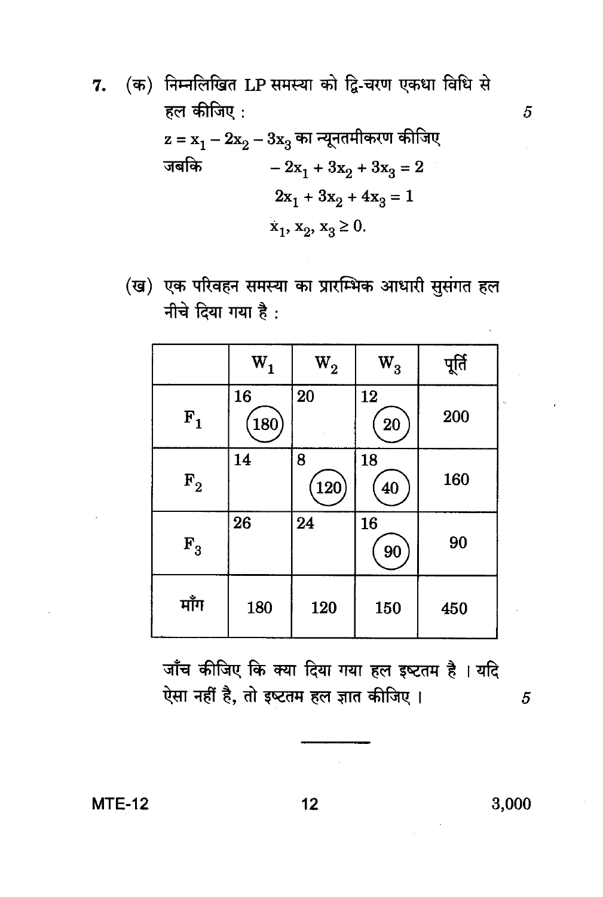7. (क) निम्नलिखित LP समस्या को द्वि-चरण एकधा विधि से हल कीजिए : 5

$z = x_1 - 2x_2 - 3x_3$ का न्यूनतमीकरण कीजिए

जबकि $-2x_1 + 3x_2 + 3x_3 = 2$

$2x_1 + 3x_2 + 4x_3 = 1$

$x_1, x_2, x_3 \geq 0.$

(ख) एक परिवहन समस्या का प्रारम्भिक आधारी सुसंगत हल नीचे दिया गया है :

| | $W_1$ | $W_2$ | $W_3$ | पूर्ति |
|---|---|---|---|---|
| $F_1$ | 16 (180) | 20 | 12 (20) | 200 |
| $F_2$ | 14 | 8 (120) | 18 (40) | 160 |
| $F_3$ | 26 | 24 | 16 (90) | 90 |
| माँग | 180 | 120 | 150 | 450 |

जाँच कीजिए कि क्या दिया गया हल इष्टतम है । यदि ऐसा नहीं है, तो इष्टतम हल ज्ञात कीजिए । 5